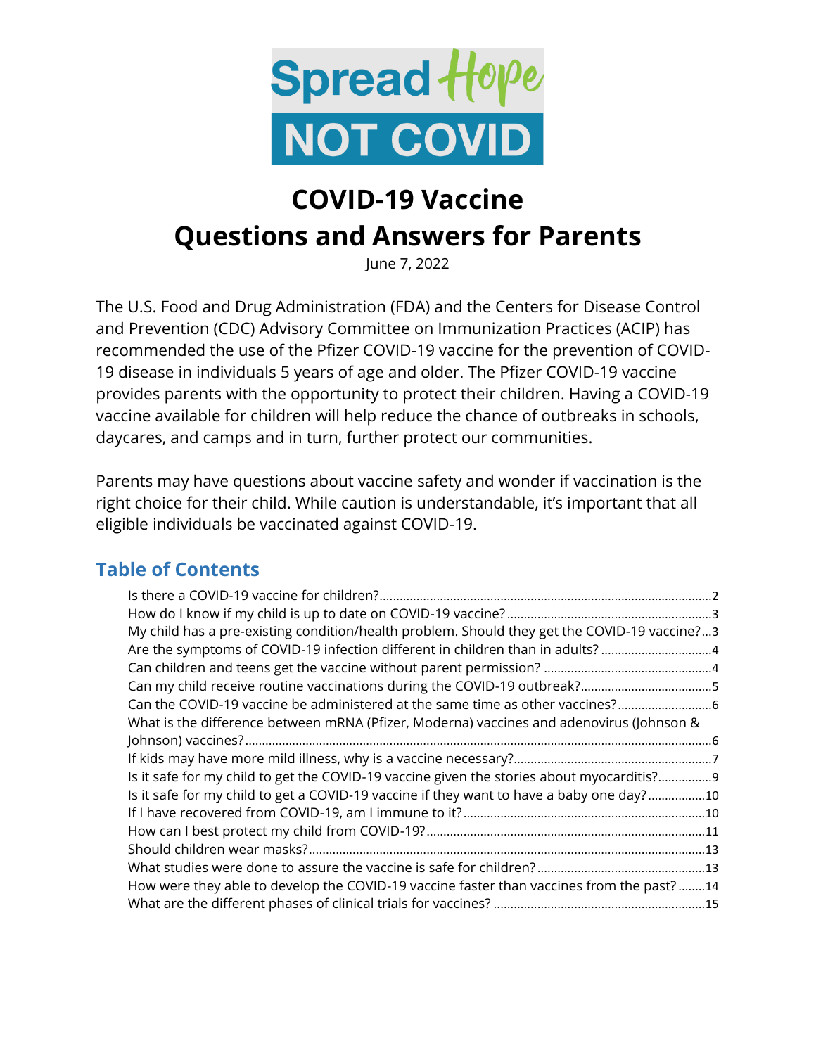Spread Hope

NOT COVID

# COVID-19 Vaccine
# Questions and Answers for Parents

June 7, 2022

The U.S. Food and Drug Administration (FDA) and the Centers for Disease Control and Prevention (CDC) Advisory Committee on Immunization Practices (ACIP) has recommended the use of the Pfizer COVID-19 vaccine for the prevention of COVID-19 disease in individuals 5 years of age and older. The Pfizer COVID-19 vaccine provides parents with the opportunity to protect their children. Having a COVID-19 vaccine available for children will help reduce the chance of outbreaks in schools, daycares, and camps and in turn, further protect our communities.

Parents may have questions about vaccine safety and wonder if vaccination is the right choice for their child. While caution is understandable, it's important that all eligible individuals be vaccinated against COVID-19.

## Table of Contents

- Is there a COVID-19 vaccine for children? ... 2
- How do I know if my child is up to date on COVID-19 vaccine? ... 3
- My child has a pre-existing condition/health problem. Should they get the COVID-19 vaccine? ... 3
- Are the symptoms of COVID-19 infection different in children than in adults? ... 4
- Can children and teens get the vaccine without parent permission? ... 4
- Can my child receive routine vaccinations during the COVID-19 outbreak? ... 5
- Can the COVID-19 vaccine be administered at the same time as other vaccines? ... 6
- What is the difference between mRNA (Pfizer, Moderna) vaccines and adenovirus (Johnson & Johnson) vaccines? ... 6
- If kids may have more mild illness, why is a vaccine necessary? ... 7
- Is it safe for my child to get the COVID-19 vaccine given the stories about myocarditis? ... 9
- Is it safe for my child to get a COVID-19 vaccine if they want to have a baby one day? ... 10
- If I have recovered from COVID-19, am I immune to it? ... 10
- How can I best protect my child from COVID-19? ... 11
- Should children wear masks? ... 13
- What studies were done to assure the vaccine is safe for children? ... 13
- How were they able to develop the COVID-19 vaccine faster than vaccines from the past? ... 14
- What are the different phases of clinical trials for vaccines? ... 15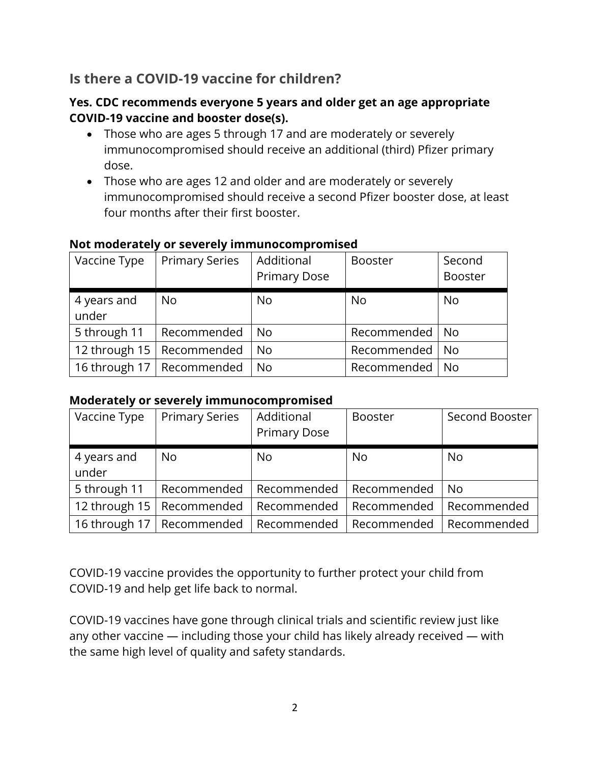## Is there a COVID-19 vaccine for children?

**Yes. CDC recommends everyone 5 years and older get an age appropriate COVID-19 vaccine and booster dose(s).**

- Those who are ages 5 through 17 and are moderately or severely immunocompromised should receive an additional (third) Pfizer primary dose.
- Those who are ages 12 and older and are moderately or severely immunocompromised should receive a second Pfizer booster dose, at least four months after their first booster.

**Not moderately or severely immunocompromised**

| Vaccine Type | Primary Series | Additional Primary Dose | Booster | Second Booster |
|---|---|---|---|---|
| 4 years and under | No | No | No | No |
| 5 through 11 | Recommended | No | Recommended | No |
| 12 through 15 | Recommended | No | Recommended | No |
| 16 through 17 | Recommended | No | Recommended | No |

**Moderately or severely immunocompromised**

| Vaccine Type | Primary Series | Additional Primary Dose | Booster | Second Booster |
|---|---|---|---|---|
| 4 years and under | No | No | No | No |
| 5 through 11 | Recommended | Recommended | Recommended | No |
| 12 through 15 | Recommended | Recommended | Recommended | Recommended |
| 16 through 17 | Recommended | Recommended | Recommended | Recommended |

COVID-19 vaccine provides the opportunity to further protect your child from COVID-19 and help get life back to normal.

COVID-19 vaccines have gone through clinical trials and scientific review just like any other vaccine — including those your child has likely already received — with the same high level of quality and safety standards.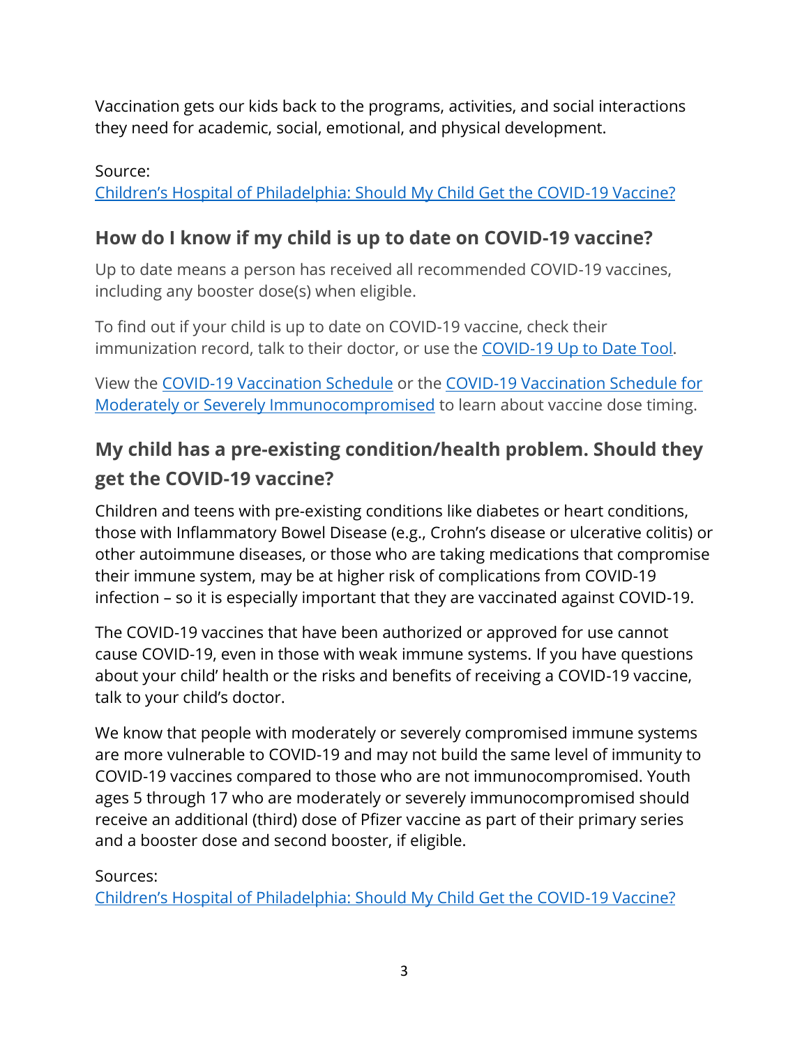Vaccination gets our kids back to the programs, activities, and social interactions they need for academic, social, emotional, and physical development.

Source:
[Children's Hospital of Philadelphia: Should My Child Get the COVID-19 Vaccine?]

## How do I know if my child is up to date on COVID-19 vaccine?

Up to date means a person has received all recommended COVID-19 vaccines, including any booster dose(s) when eligible.

To find out if your child is up to date on COVID-19 vaccine, check their immunization record, talk to their doctor, or use the [COVID-19 Up to Date Tool].

View the [COVID-19 Vaccination Schedule] or the [COVID-19 Vaccination Schedule for Moderately or Severely Immunocompromised] to learn about vaccine dose timing.

## My child has a pre-existing condition/health problem. Should they get the COVID-19 vaccine?

Children and teens with pre-existing conditions like diabetes or heart conditions, those with Inflammatory Bowel Disease (e.g., Crohn's disease or ulcerative colitis) or other autoimmune diseases, or those who are taking medications that compromise their immune system, may be at higher risk of complications from COVID-19 infection – so it is especially important that they are vaccinated against COVID-19.

The COVID-19 vaccines that have been authorized or approved for use cannot cause COVID-19, even in those with weak immune systems. If you have questions about your child' health or the risks and benefits of receiving a COVID-19 vaccine, talk to your child's doctor.

We know that people with moderately or severely compromised immune systems are more vulnerable to COVID-19 and may not build the same level of immunity to COVID-19 vaccines compared to those who are not immunocompromised. Youth ages 5 through 17 who are moderately or severely immunocompromised should receive an additional (third) dose of Pfizer vaccine as part of their primary series and a booster dose and second booster, if eligible.

Sources:
[Children's Hospital of Philadelphia: Should My Child Get the COVID-19 Vaccine?]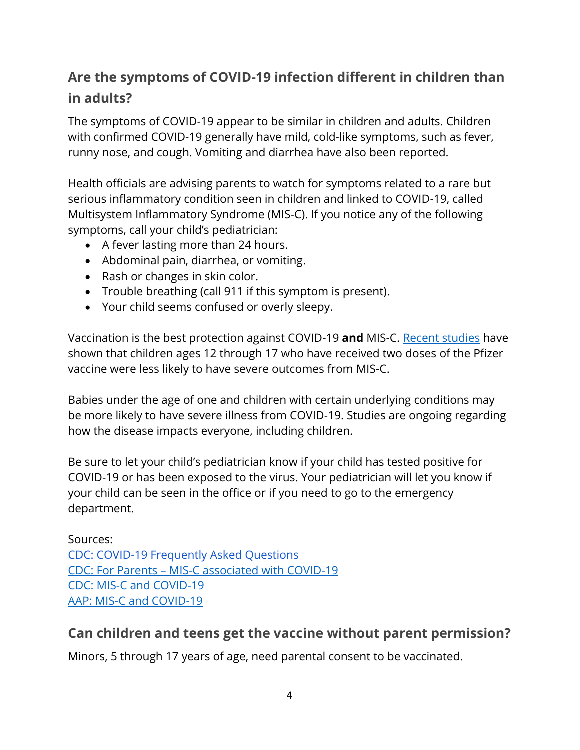## Are the symptoms of COVID-19 infection different in children than in adults?

The symptoms of COVID-19 appear to be similar in children and adults. Children with confirmed COVID-19 generally have mild, cold-like symptoms, such as fever, runny nose, and cough. Vomiting and diarrhea have also been reported.

Health officials are advising parents to watch for symptoms related to a rare but serious inflammatory condition seen in children and linked to COVID-19, called Multisystem Inflammatory Syndrome (MIS-C). If you notice any of the following symptoms, call your child's pediatrician:

- A fever lasting more than 24 hours.
- Abdominal pain, diarrhea, or vomiting.
- Rash or changes in skin color.
- Trouble breathing (call 911 if this symptom is present).
- Your child seems confused or overly sleepy.

Vaccination is the best protection against COVID-19 **and** MIS-C. [Recent studies]() have shown that children ages 12 through 17 who have received two doses of the Pfizer vaccine were less likely to have severe outcomes from MIS-C.

Babies under the age of one and children with certain underlying conditions may be more likely to have severe illness from COVID-19. Studies are ongoing regarding how the disease impacts everyone, including children.

Be sure to let your child's pediatrician know if your child has tested positive for COVID-19 or has been exposed to the virus. Your pediatrician will let you know if your child can be seen in the office or if you need to go to the emergency department.

Sources:
[CDC: COVID-19 Frequently Asked Questions]()
[CDC: For Parents – MIS-C associated with COVID-19]()
[CDC: MIS-C and COVID-19]()
[AAP: MIS-C and COVID-19]()

## Can children and teens get the vaccine without parent permission?

Minors, 5 through 17 years of age, need parental consent to be vaccinated.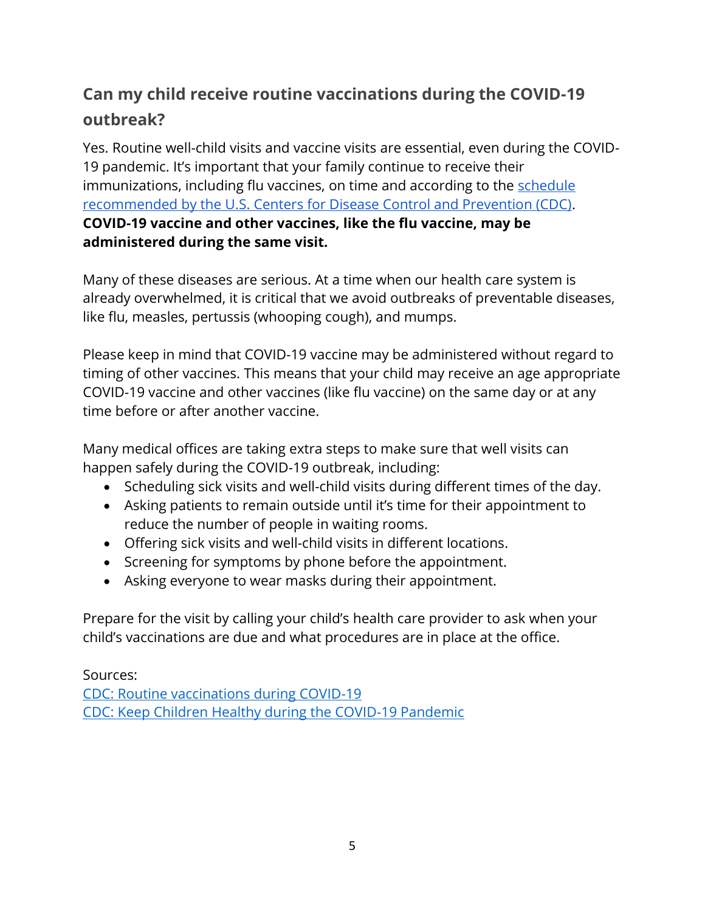## Can my child receive routine vaccinations during the COVID-19 outbreak?

Yes. Routine well-child visits and vaccine visits are essential, even during the COVID-19 pandemic. It's important that your family continue to receive their immunizations, including flu vaccines, on time and according to the [schedule recommended by the U.S. Centers for Disease Control and Prevention (CDC)](). **COVID-19 vaccine and other vaccines, like the flu vaccine, may be administered during the same visit.**

Many of these diseases are serious. At a time when our health care system is already overwhelmed, it is critical that we avoid outbreaks of preventable diseases, like flu, measles, pertussis (whooping cough), and mumps.

Please keep in mind that COVID-19 vaccine may be administered without regard to timing of other vaccines. This means that your child may receive an age appropriate COVID-19 vaccine and other vaccines (like flu vaccine) on the same day or at any time before or after another vaccine.

Many medical offices are taking extra steps to make sure that well visits can happen safely during the COVID-19 outbreak, including:

- Scheduling sick visits and well-child visits during different times of the day.
- Asking patients to remain outside until it's time for their appointment to reduce the number of people in waiting rooms.
- Offering sick visits and well-child visits in different locations.
- Screening for symptoms by phone before the appointment.
- Asking everyone to wear masks during their appointment.

Prepare for the visit by calling your child's health care provider to ask when your child's vaccinations are due and what procedures are in place at the office.

Sources:
[CDC: Routine vaccinations during COVID-19]()
[CDC: Keep Children Healthy during the COVID-19 Pandemic]()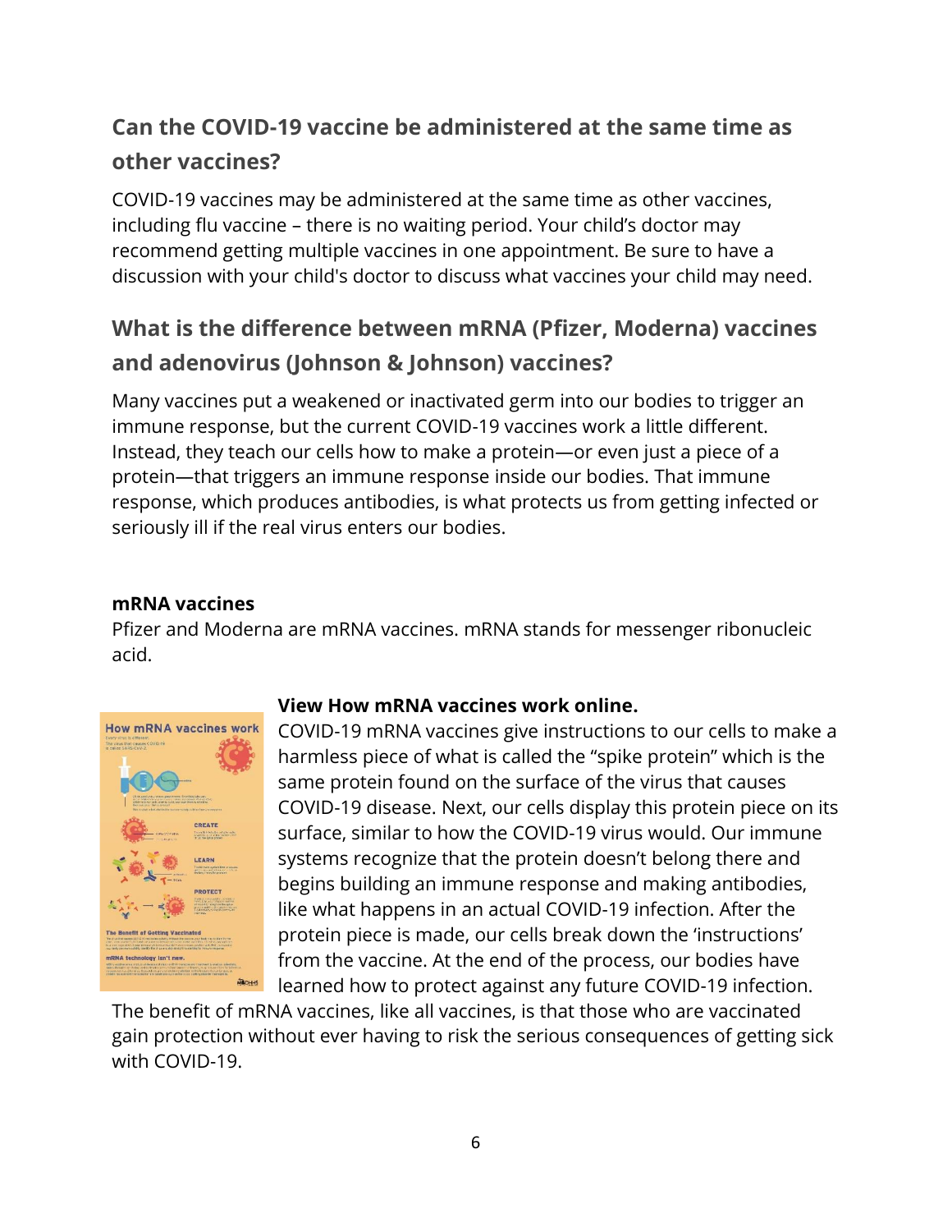## Can the COVID-19 vaccine be administered at the same time as other vaccines?

COVID-19 vaccines may be administered at the same time as other vaccines, including flu vaccine – there is no waiting period. Your child's doctor may recommend getting multiple vaccines in one appointment. Be sure to have a discussion with your child's doctor to discuss what vaccines your child may need.

## What is the difference between mRNA (Pfizer, Moderna) vaccines and adenovirus (Johnson & Johnson) vaccines?

Many vaccines put a weakened or inactivated germ into our bodies to trigger an immune response, but the current COVID-19 vaccines work a little different. Instead, they teach our cells how to make a protein—or even just a piece of a protein—that triggers an immune response inside our bodies. That immune response, which produces antibodies, is what protects us from getting infected or seriously ill if the real virus enters our bodies.

**mRNA vaccines**

Pfizer and Moderna are mRNA vaccines. mRNA stands for messenger ribonucleic acid.

**View How mRNA vaccines work online.**

COVID-19 mRNA vaccines give instructions to our cells to make a harmless piece of what is called the "spike protein" which is the same protein found on the surface of the virus that causes COVID-19 disease. Next, our cells display this protein piece on its surface, similar to how the COVID-19 virus would. Our immune systems recognize that the protein doesn't belong there and begins building an immune response and making antibodies, like what happens in an actual COVID-19 infection. After the protein piece is made, our cells break down the 'instructions' from the vaccine. At the end of the process, our bodies have learned how to protect against any future COVID-19 infection. The benefit of mRNA vaccines, like all vaccines, is that those who are vaccinated gain protection without ever having to risk the serious consequences of getting sick with COVID-19.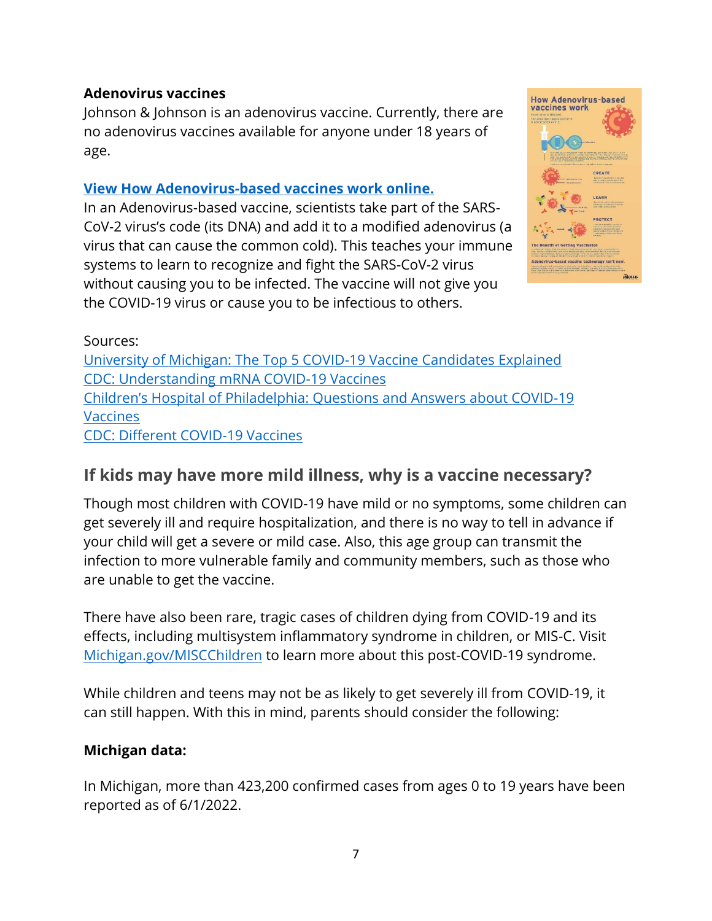**Adenovirus vaccines**

Johnson & Johnson is an adenovirus vaccine. Currently, there are no adenovirus vaccines available for anyone under 18 years of age.

**[View How Adenovirus-based vaccines work online.]**

In an Adenovirus-based vaccine, scientists take part of the SARS-CoV-2 virus's code (its DNA) and add it to a modified adenovirus (a virus that can cause the common cold). This teaches your immune systems to learn to recognize and fight the SARS-CoV-2 virus without causing you to be infected. The vaccine will not give you the COVID-19 virus or cause you to be infectious to others.

Sources:
University of Michigan: The Top 5 COVID-19 Vaccine Candidates Explained
CDC: Understanding mRNA COVID-19 Vaccines
Children's Hospital of Philadelphia: Questions and Answers about COVID-19 Vaccines
CDC: Different COVID-19 Vaccines

## If kids may have more mild illness, why is a vaccine necessary?

Though most children with COVID-19 have mild or no symptoms, some children can get severely ill and require hospitalization, and there is no way to tell in advance if your child will get a severe or mild case. Also, this age group can transmit the infection to more vulnerable family and community members, such as those who are unable to get the vaccine.

There have also been rare, tragic cases of children dying from COVID-19 and its effects, including multisystem inflammatory syndrome in children, or MIS-C. Visit Michigan.gov/MISCChildren to learn more about this post-COVID-19 syndrome.

While children and teens may not be as likely to get severely ill from COVID-19, it can still happen. With this in mind, parents should consider the following:

**Michigan data:**

In Michigan, more than 423,200 confirmed cases from ages 0 to 19 years have been reported as of 6/1/2022.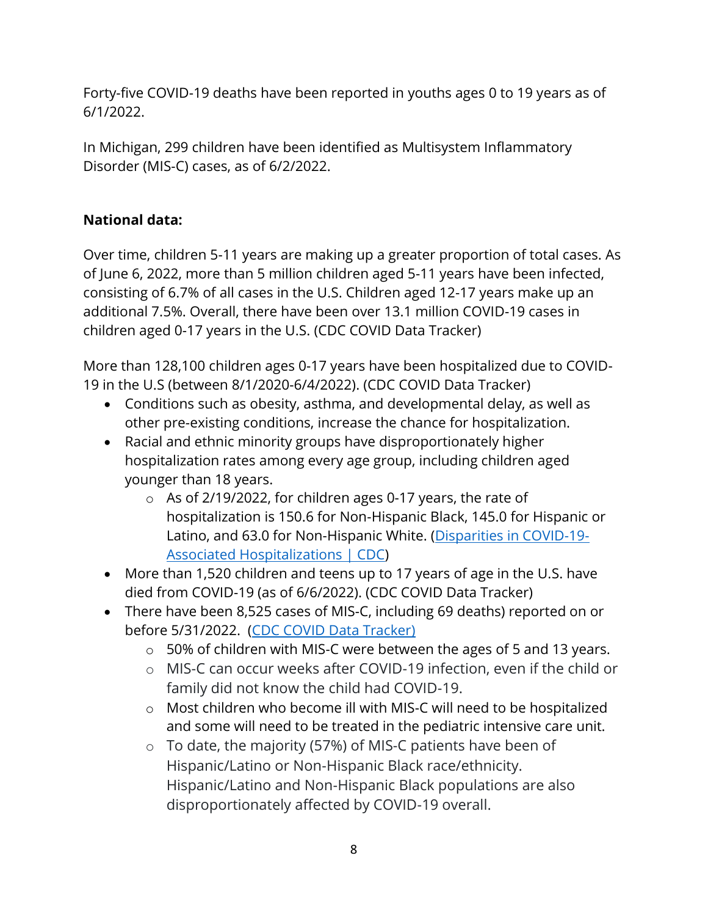Forty-five COVID-19 deaths have been reported in youths ages 0 to 19 years as of 6/1/2022.

In Michigan, 299 children have been identified as Multisystem Inflammatory Disorder (MIS-C) cases, as of 6/2/2022.

**National data:**

Over time, children 5-11 years are making up a greater proportion of total cases. As of June 6, 2022, more than 5 million children aged 5-11 years have been infected, consisting of 6.7% of all cases in the U.S. Children aged 12-17 years make up an additional 7.5%. Overall, there have been over 13.1 million COVID-19 cases in children aged 0-17 years in the U.S. (CDC COVID Data Tracker)

More than 128,100 children ages 0-17 years have been hospitalized due to COVID-19 in the U.S (between 8/1/2020-6/4/2022). (CDC COVID Data Tracker)

- Conditions such as obesity, asthma, and developmental delay, as well as other pre-existing conditions, increase the chance for hospitalization.
- Racial and ethnic minority groups have disproportionately higher hospitalization rates among every age group, including children aged younger than 18 years.
    - As of 2/19/2022, for children ages 0-17 years, the rate of hospitalization is 150.6 for Non-Hispanic Black, 145.0 for Hispanic or Latino, and 63.0 for Non-Hispanic White. (Disparities in COVID-19-Associated Hospitalizations | CDC)
- More than 1,520 children and teens up to 17 years of age in the U.S. have died from COVID-19 (as of 6/6/2022). (CDC COVID Data Tracker)
- There have been 8,525 cases of MIS-C, including 69 deaths) reported on or before 5/31/2022. (CDC COVID Data Tracker)
    - 50% of children with MIS-C were between the ages of 5 and 13 years.
    - MIS-C can occur weeks after COVID-19 infection, even if the child or family did not know the child had COVID-19.
    - Most children who become ill with MIS-C will need to be hospitalized and some will need to be treated in the pediatric intensive care unit.
    - To date, the majority (57%) of MIS-C patients have been of Hispanic/Latino or Non-Hispanic Black race/ethnicity. Hispanic/Latino and Non-Hispanic Black populations are also disproportionately affected by COVID-19 overall.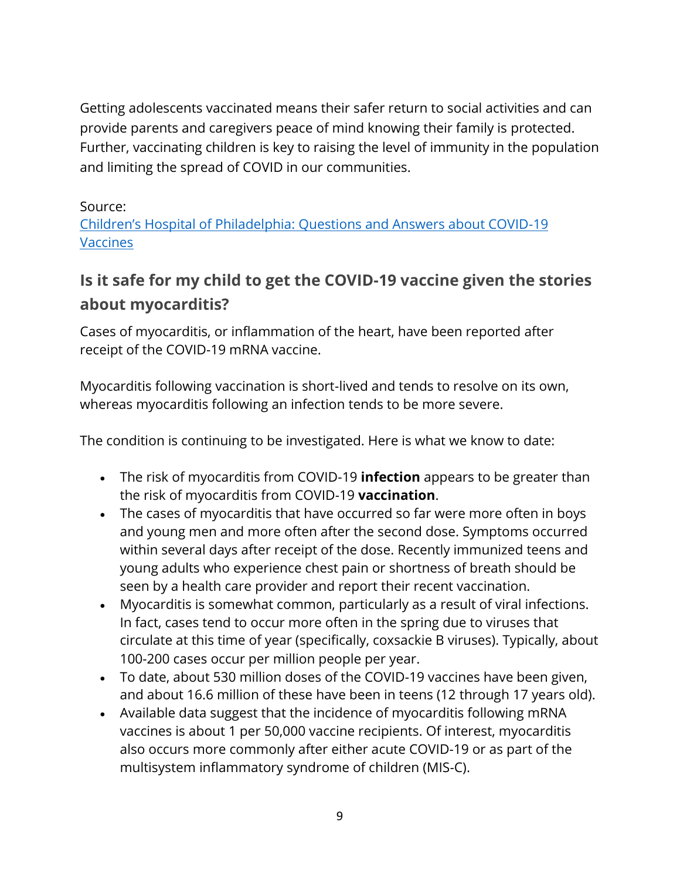Getting adolescents vaccinated means their safer return to social activities and can provide parents and caregivers peace of mind knowing their family is protected. Further, vaccinating children is key to raising the level of immunity in the population and limiting the spread of COVID in our communities.

Source:
[Children's Hospital of Philadelphia: Questions and Answers about COVID-19 Vaccines]()

## Is it safe for my child to get the COVID-19 vaccine given the stories about myocarditis?

Cases of myocarditis, or inflammation of the heart, have been reported after receipt of the COVID-19 mRNA vaccine.

Myocarditis following vaccination is short-lived and tends to resolve on its own, whereas myocarditis following an infection tends to be more severe.

The condition is continuing to be investigated. Here is what we know to date:

- The risk of myocarditis from COVID-19 **infection** appears to be greater than the risk of myocarditis from COVID-19 **vaccination**.
- The cases of myocarditis that have occurred so far were more often in boys and young men and more often after the second dose. Symptoms occurred within several days after receipt of the dose. Recently immunized teens and young adults who experience chest pain or shortness of breath should be seen by a health care provider and report their recent vaccination.
- Myocarditis is somewhat common, particularly as a result of viral infections. In fact, cases tend to occur more often in the spring due to viruses that circulate at this time of year (specifically, coxsackie B viruses). Typically, about 100-200 cases occur per million people per year.
- To date, about 530 million doses of the COVID-19 vaccines have been given, and about 16.6 million of these have been in teens (12 through 17 years old).
- Available data suggest that the incidence of myocarditis following mRNA vaccines is about 1 per 50,000 vaccine recipients. Of interest, myocarditis also occurs more commonly after either acute COVID-19 or as part of the multisystem inflammatory syndrome of children (MIS-C).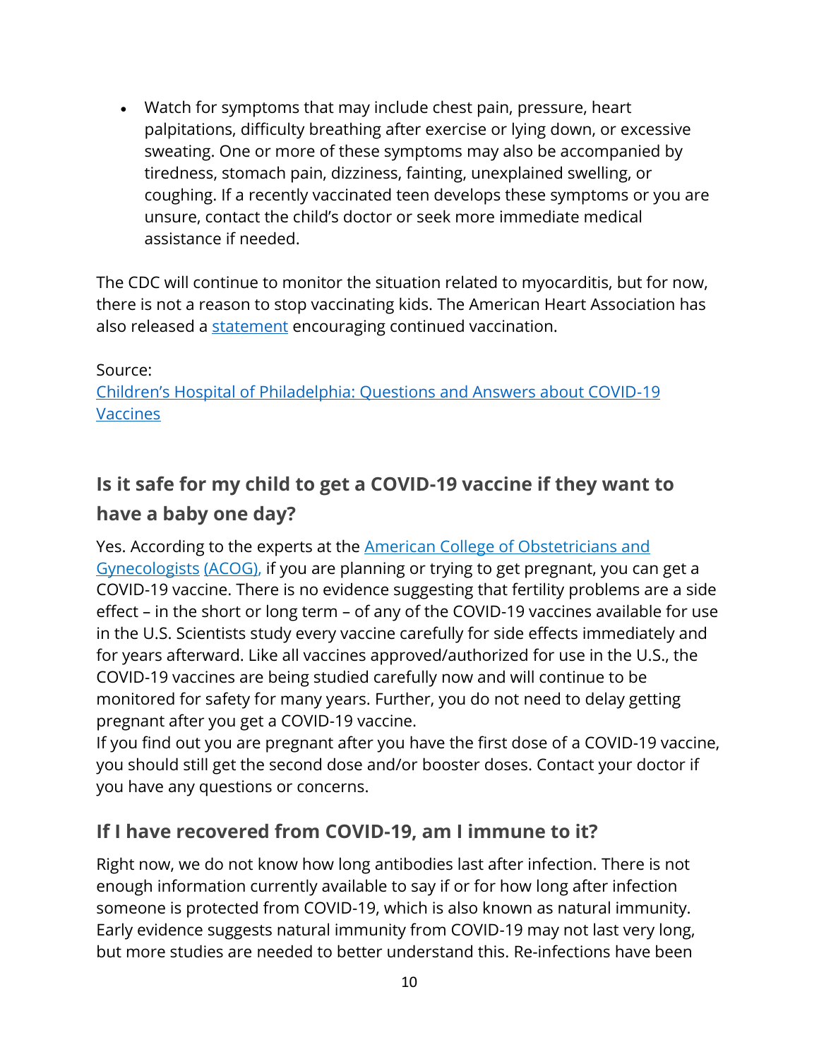- Watch for symptoms that may include chest pain, pressure, heart palpitations, difficulty breathing after exercise or lying down, or excessive sweating. One or more of these symptoms may also be accompanied by tiredness, stomach pain, dizziness, fainting, unexplained swelling, or coughing. If a recently vaccinated teen develops these symptoms or you are unsure, contact the child's doctor or seek more immediate medical assistance if needed.

The CDC will continue to monitor the situation related to myocarditis, but for now, there is not a reason to stop vaccinating kids. The American Heart Association has also released a statement encouraging continued vaccination.

Source:
Children's Hospital of Philadelphia: Questions and Answers about COVID-19 Vaccines

## Is it safe for my child to get a COVID-19 vaccine if they want to have a baby one day?

Yes. According to the experts at the American College of Obstetricians and Gynecologists (ACOG), if you are planning or trying to get pregnant, you can get a COVID-19 vaccine. There is no evidence suggesting that fertility problems are a side effect – in the short or long term – of any of the COVID-19 vaccines available for use in the U.S. Scientists study every vaccine carefully for side effects immediately and for years afterward. Like all vaccines approved/authorized for use in the U.S., the COVID-19 vaccines are being studied carefully now and will continue to be monitored for safety for many years. Further, you do not need to delay getting pregnant after you get a COVID-19 vaccine.
If you find out you are pregnant after you have the first dose of a COVID-19 vaccine, you should still get the second dose and/or booster doses. Contact your doctor if you have any questions or concerns.

## If I have recovered from COVID-19, am I immune to it?

Right now, we do not know how long antibodies last after infection. There is not enough information currently available to say if or for how long after infection someone is protected from COVID-19, which is also known as natural immunity. Early evidence suggests natural immunity from COVID-19 may not last very long, but more studies are needed to better understand this. Re-infections have been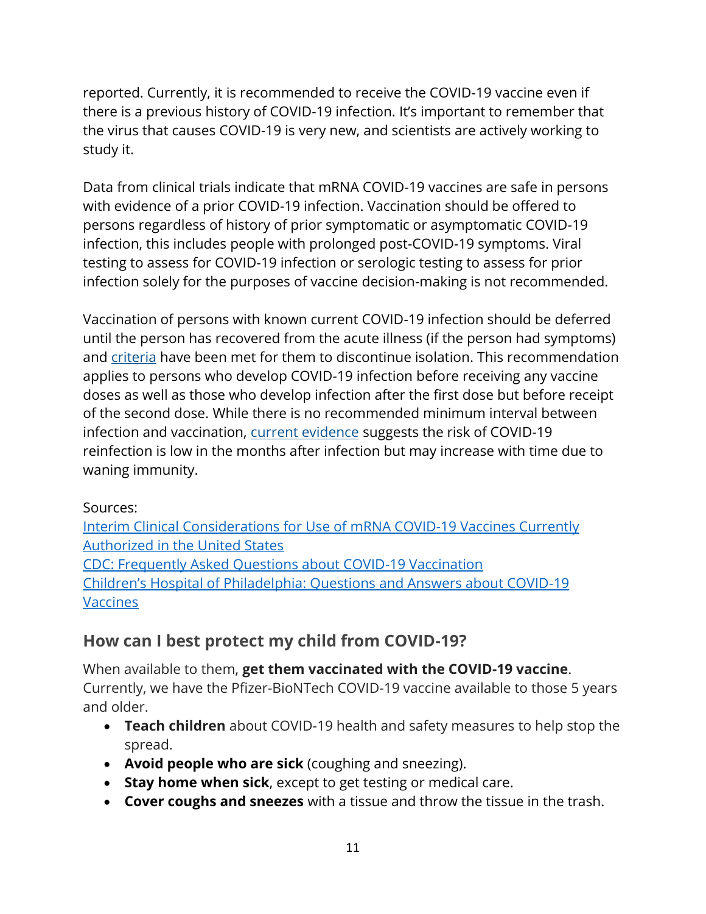reported. Currently, it is recommended to receive the COVID-19 vaccine even if there is a previous history of COVID-19 infection. It's important to remember that the virus that causes COVID-19 is very new, and scientists are actively working to study it.

Data from clinical trials indicate that mRNA COVID-19 vaccines are safe in persons with evidence of a prior COVID-19 infection. Vaccination should be offered to persons regardless of history of prior symptomatic or asymptomatic COVID-19 infection, this includes people with prolonged post-COVID-19 symptoms. Viral testing to assess for COVID-19 infection or serologic testing to assess for prior infection solely for the purposes of vaccine decision-making is not recommended.

Vaccination of persons with known current COVID-19 infection should be deferred until the person has recovered from the acute illness (if the person had symptoms) and [criteria]() have been met for them to discontinue isolation. This recommendation applies to persons who develop COVID-19 infection before receiving any vaccine doses as well as those who develop infection after the first dose but before receipt of the second dose. While there is no recommended minimum interval between infection and vaccination, [current evidence]() suggests the risk of COVID-19 reinfection is low in the months after infection but may increase with time due to waning immunity.

Sources:
[Interim Clinical Considerations for Use of mRNA COVID-19 Vaccines Currently Authorized in the United States]()
[CDC: Frequently Asked Questions about COVID-19 Vaccination]()
[Children's Hospital of Philadelphia: Questions and Answers about COVID-19 Vaccines]()

## How can I best protect my child from COVID-19?

When available to them, **get them vaccinated with the COVID-19 vaccine**. Currently, we have the Pfizer-BioNTech COVID-19 vaccine available to those 5 years and older.

- **Teach children** about COVID-19 health and safety measures to help stop the spread.
- **Avoid people who are sick** (coughing and sneezing).
- **Stay home when sick**, except to get testing or medical care.
- **Cover coughs and sneezes** with a tissue and throw the tissue in the trash.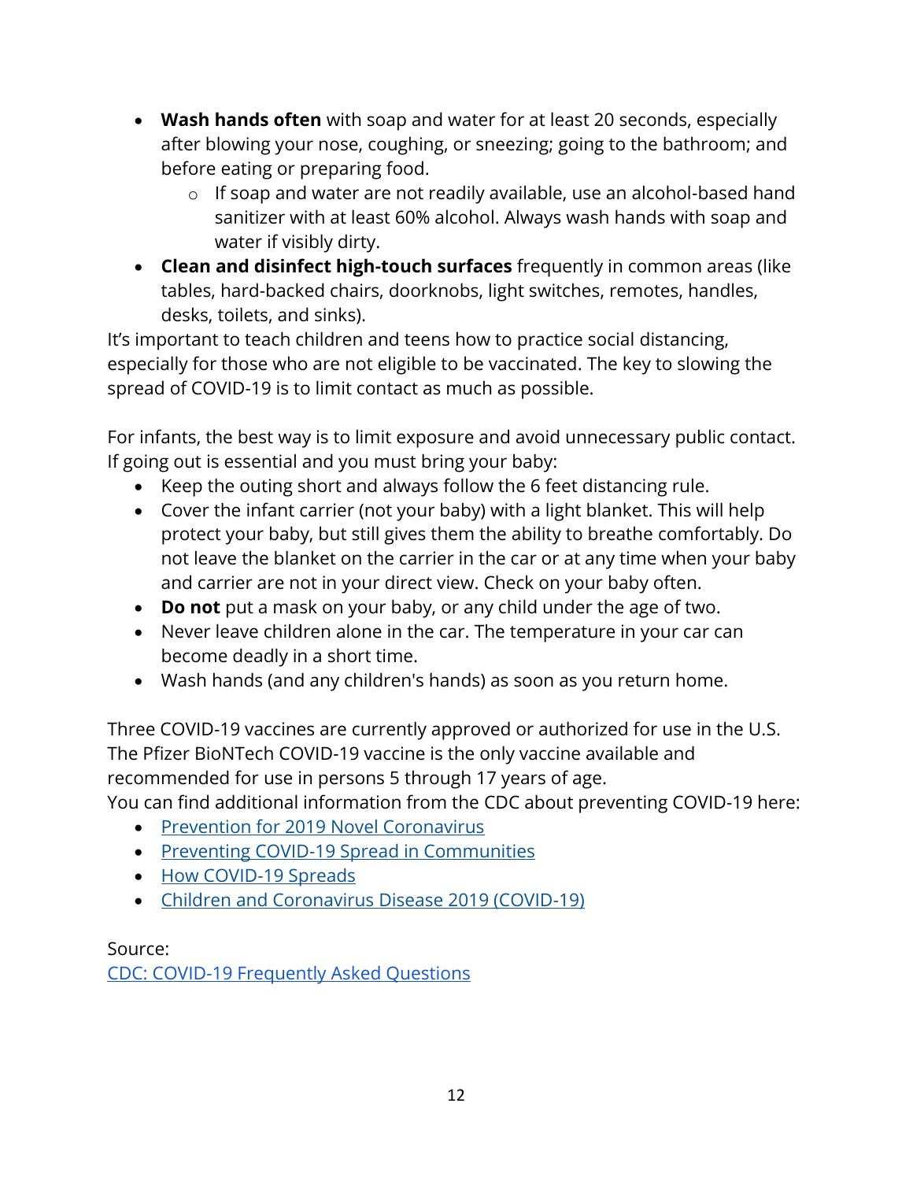- **Wash hands often** with soap and water for at least 20 seconds, especially after blowing your nose, coughing, or sneezing; going to the bathroom; and before eating or preparing food.
    - If soap and water are not readily available, use an alcohol-based hand sanitizer with at least 60% alcohol. Always wash hands with soap and water if visibly dirty.
- **Clean and disinfect high-touch surfaces** frequently in common areas (like tables, hard-backed chairs, doorknobs, light switches, remotes, handles, desks, toilets, and sinks).

It's important to teach children and teens how to practice social distancing, especially for those who are not eligible to be vaccinated. The key to slowing the spread of COVID-19 is to limit contact as much as possible.

For infants, the best way is to limit exposure and avoid unnecessary public contact. If going out is essential and you must bring your baby:

- Keep the outing short and always follow the 6 feet distancing rule.
- Cover the infant carrier (not your baby) with a light blanket. This will help protect your baby, but still gives them the ability to breathe comfortably. Do not leave the blanket on the carrier in the car or at any time when your baby and carrier are not in your direct view. Check on your baby often.
- **Do not** put a mask on your baby, or any child under the age of two.
- Never leave children alone in the car. The temperature in your car can become deadly in a short time.
- Wash hands (and any children's hands) as soon as you return home.

Three COVID-19 vaccines are currently approved or authorized for use in the U.S. The Pfizer BioNTech COVID-19 vaccine is the only vaccine available and recommended for use in persons 5 through 17 years of age.
You can find additional information from the CDC about preventing COVID-19 here:

- Prevention for 2019 Novel Coronavirus
- Preventing COVID-19 Spread in Communities
- How COVID-19 Spreads
- Children and Coronavirus Disease 2019 (COVID-19)

Source:
CDC: COVID-19 Frequently Asked Questions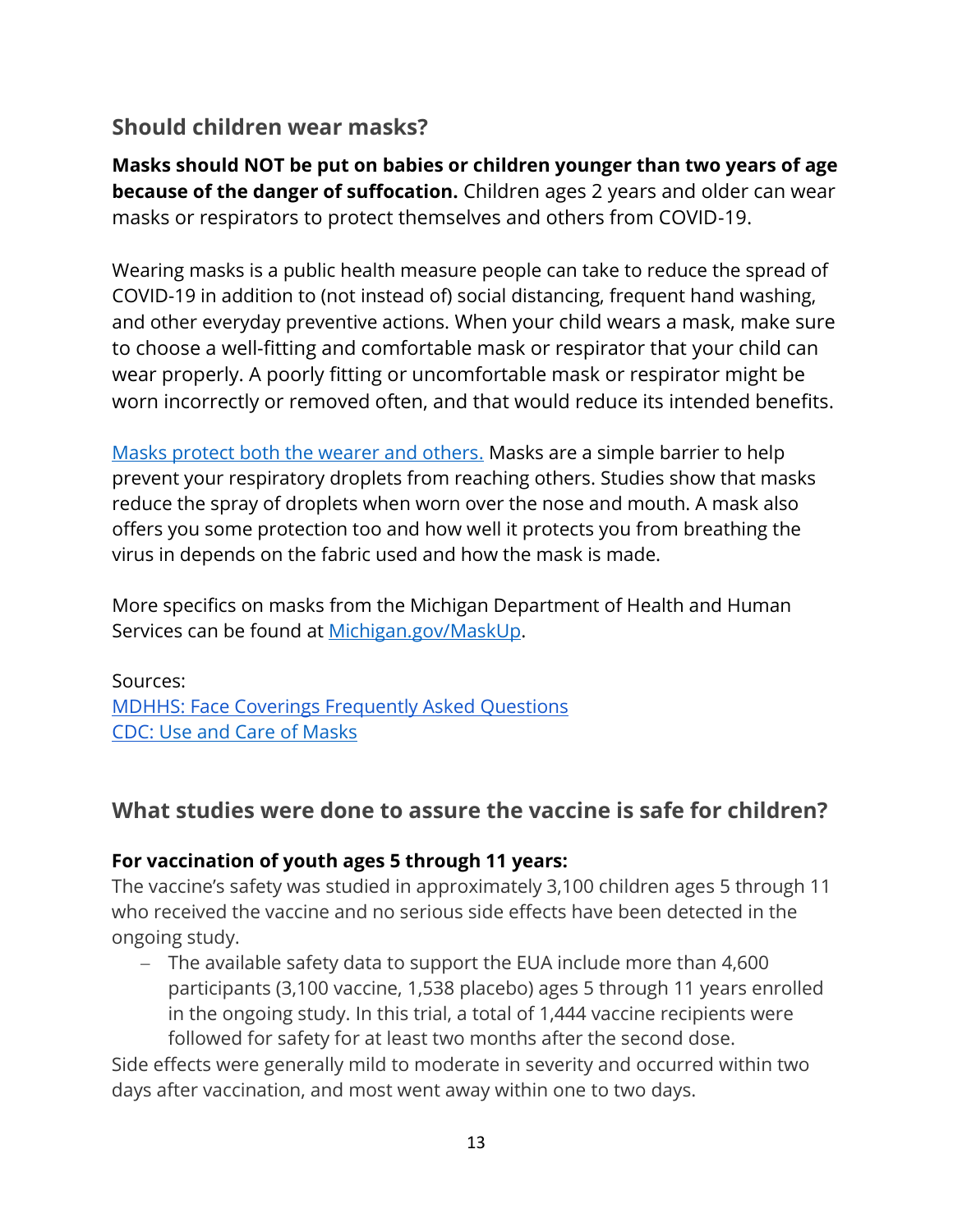## Should children wear masks?

**Masks should NOT be put on babies or children younger than two years of age because of the danger of suffocation.** Children ages 2 years and older can wear masks or respirators to protect themselves and others from COVID-19.

Wearing masks is a public health measure people can take to reduce the spread of COVID-19 in addition to (not instead of) social distancing, frequent hand washing, and other everyday preventive actions. When your child wears a mask, make sure to choose a well-fitting and comfortable mask or respirator that your child can wear properly. A poorly fitting or uncomfortable mask or respirator might be worn incorrectly or removed often, and that would reduce its intended benefits.

[Masks protect both the wearer and others.](#) Masks are a simple barrier to help prevent your respiratory droplets from reaching others. Studies show that masks reduce the spray of droplets when worn over the nose and mouth. A mask also offers you some protection too and how well it protects you from breathing the virus in depends on the fabric used and how the mask is made.

More specifics on masks from the Michigan Department of Health and Human Services can be found at [Michigan.gov/MaskUp](#).

Sources:
[MDHHS: Face Coverings Frequently Asked Questions](#)
[CDC: Use and Care of Masks](#)

## What studies were done to assure the vaccine is safe for children?

**For vaccination of youth ages 5 through 11 years:**
The vaccine's safety was studied in approximately 3,100 children ages 5 through 11 who received the vaccine and no serious side effects have been detected in the ongoing study.

- The available safety data to support the EUA include more than 4,600 participants (3,100 vaccine, 1,538 placebo) ages 5 through 11 years enrolled in the ongoing study. In this trial, a total of 1,444 vaccine recipients were followed for safety for at least two months after the second dose.

Side effects were generally mild to moderate in severity and occurred within two days after vaccination, and most went away within one to two days.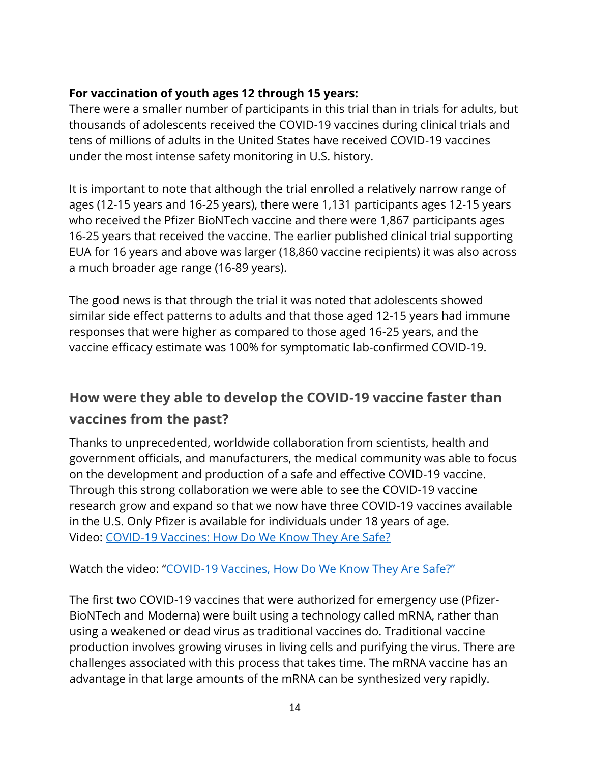**For vaccination of youth ages 12 through 15 years:**
There were a smaller number of participants in this trial than in trials for adults, but thousands of adolescents received the COVID-19 vaccines during clinical trials and tens of millions of adults in the United States have received COVID-19 vaccines under the most intense safety monitoring in U.S. history.

It is important to note that although the trial enrolled a relatively narrow range of ages (12-15 years and 16-25 years), there were 1,131 participants ages 12-15 years who received the Pfizer BioNTech vaccine and there were 1,867 participants ages 16-25 years that received the vaccine. The earlier published clinical trial supporting EUA for 16 years and above was larger (18,860 vaccine recipients) it was also across a much broader age range (16-89 years).

The good news is that through the trial it was noted that adolescents showed similar side effect patterns to adults and that those aged 12-15 years had immune responses that were higher as compared to those aged 16-25 years, and the vaccine efficacy estimate was 100% for symptomatic lab-confirmed COVID-19.

## How were they able to develop the COVID-19 vaccine faster than vaccines from the past?

Thanks to unprecedented, worldwide collaboration from scientists, health and government officials, and manufacturers, the medical community was able to focus on the development and production of a safe and effective COVID-19 vaccine. Through this strong collaboration we were able to see the COVID-19 vaccine research grow and expand so that we now have three COVID-19 vaccines available in the U.S. Only Pfizer is available for individuals under 18 years of age.
Video: [COVID-19 Vaccines: How Do We Know They Are Safe?]()

Watch the video: "[COVID-19 Vaccines, How Do We Know They Are Safe?"]()

The first two COVID-19 vaccines that were authorized for emergency use (Pfizer-BioNTech and Moderna) were built using a technology called mRNA, rather than using a weakened or dead virus as traditional vaccines do. Traditional vaccine production involves growing viruses in living cells and purifying the virus. There are challenges associated with this process that takes time. The mRNA vaccine has an advantage in that large amounts of the mRNA can be synthesized very rapidly.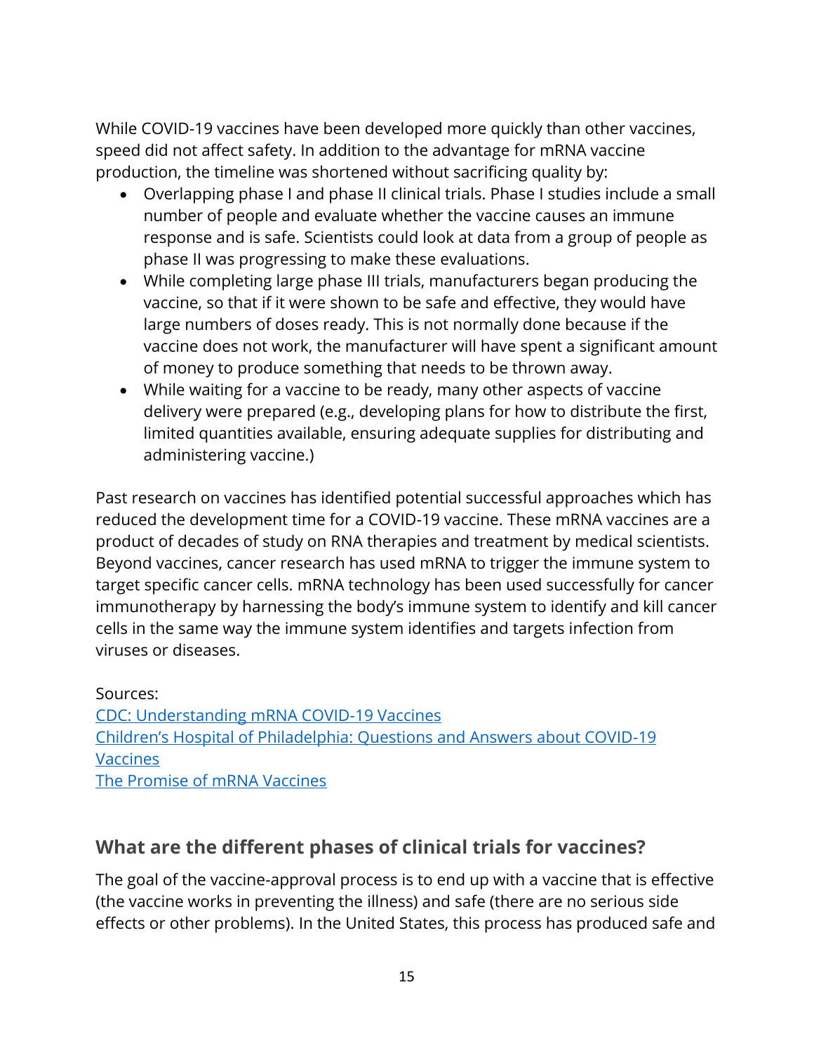While COVID-19 vaccines have been developed more quickly than other vaccines, speed did not affect safety. In addition to the advantage for mRNA vaccine production, the timeline was shortened without sacrificing quality by:

- Overlapping phase I and phase II clinical trials. Phase I studies include a small number of people and evaluate whether the vaccine causes an immune response and is safe. Scientists could look at data from a group of people as phase II was progressing to make these evaluations.
- While completing large phase III trials, manufacturers began producing the vaccine, so that if it were shown to be safe and effective, they would have large numbers of doses ready. This is not normally done because if the vaccine does not work, the manufacturer will have spent a significant amount of money to produce something that needs to be thrown away.
- While waiting for a vaccine to be ready, many other aspects of vaccine delivery were prepared (e.g., developing plans for how to distribute the first, limited quantities available, ensuring adequate supplies for distributing and administering vaccine.)

Past research on vaccines has identified potential successful approaches which has reduced the development time for a COVID-19 vaccine. These mRNA vaccines are a product of decades of study on RNA therapies and treatment by medical scientists. Beyond vaccines, cancer research has used mRNA to trigger the immune system to target specific cancer cells. mRNA technology has been used successfully for cancer immunotherapy by harnessing the body's immune system to identify and kill cancer cells in the same way the immune system identifies and targets infection from viruses or diseases.

Sources:
CDC: Understanding mRNA COVID-19 Vaccines
Children's Hospital of Philadelphia: Questions and Answers about COVID-19 Vaccines
The Promise of mRNA Vaccines

## What are the different phases of clinical trials for vaccines?

The goal of the vaccine-approval process is to end up with a vaccine that is effective (the vaccine works in preventing the illness) and safe (there are no serious side effects or other problems). In the United States, this process has produced safe and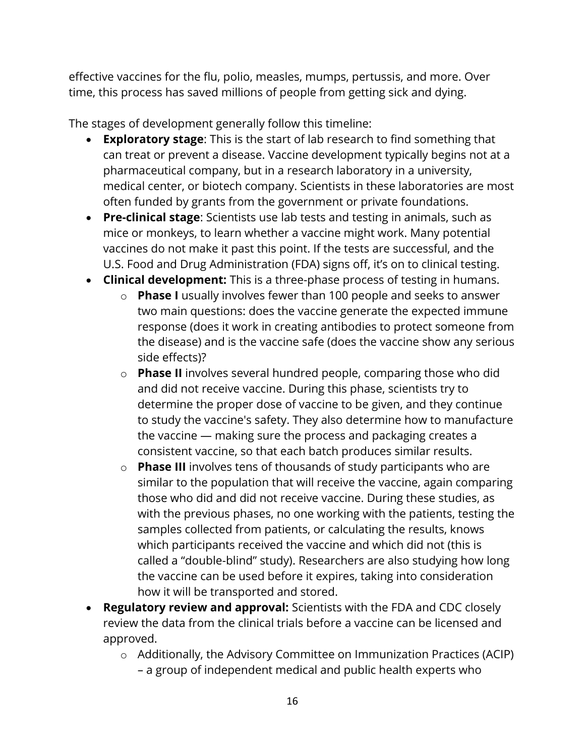effective vaccines for the flu, polio, measles, mumps, pertussis, and more. Over time, this process has saved millions of people from getting sick and dying.

The stages of development generally follow this timeline:

- **Exploratory stage**: This is the start of lab research to find something that can treat or prevent a disease. Vaccine development typically begins not at a pharmaceutical company, but in a research laboratory in a university, medical center, or biotech company. Scientists in these laboratories are most often funded by grants from the government or private foundations.
- **Pre-clinical stage**: Scientists use lab tests and testing in animals, such as mice or monkeys, to learn whether a vaccine might work. Many potential vaccines do not make it past this point. If the tests are successful, and the U.S. Food and Drug Administration (FDA) signs off, it's on to clinical testing.
- **Clinical development:** This is a three-phase process of testing in humans.
    - **Phase I** usually involves fewer than 100 people and seeks to answer two main questions: does the vaccine generate the expected immune response (does it work in creating antibodies to protect someone from the disease) and is the vaccine safe (does the vaccine show any serious side effects)?
    - **Phase II** involves several hundred people, comparing those who did and did not receive vaccine. During this phase, scientists try to determine the proper dose of vaccine to be given, and they continue to study the vaccine's safety. They also determine how to manufacture the vaccine — making sure the process and packaging creates a consistent vaccine, so that each batch produces similar results.
    - **Phase III** involves tens of thousands of study participants who are similar to the population that will receive the vaccine, again comparing those who did and did not receive vaccine. During these studies, as with the previous phases, no one working with the patients, testing the samples collected from patients, or calculating the results, knows which participants received the vaccine and which did not (this is called a "double-blind" study). Researchers are also studying how long the vaccine can be used before it expires, taking into consideration how it will be transported and stored.
- **Regulatory review and approval:** Scientists with the FDA and CDC closely review the data from the clinical trials before a vaccine can be licensed and approved.
    - Additionally, the Advisory Committee on Immunization Practices (ACIP) – a group of independent medical and public health experts who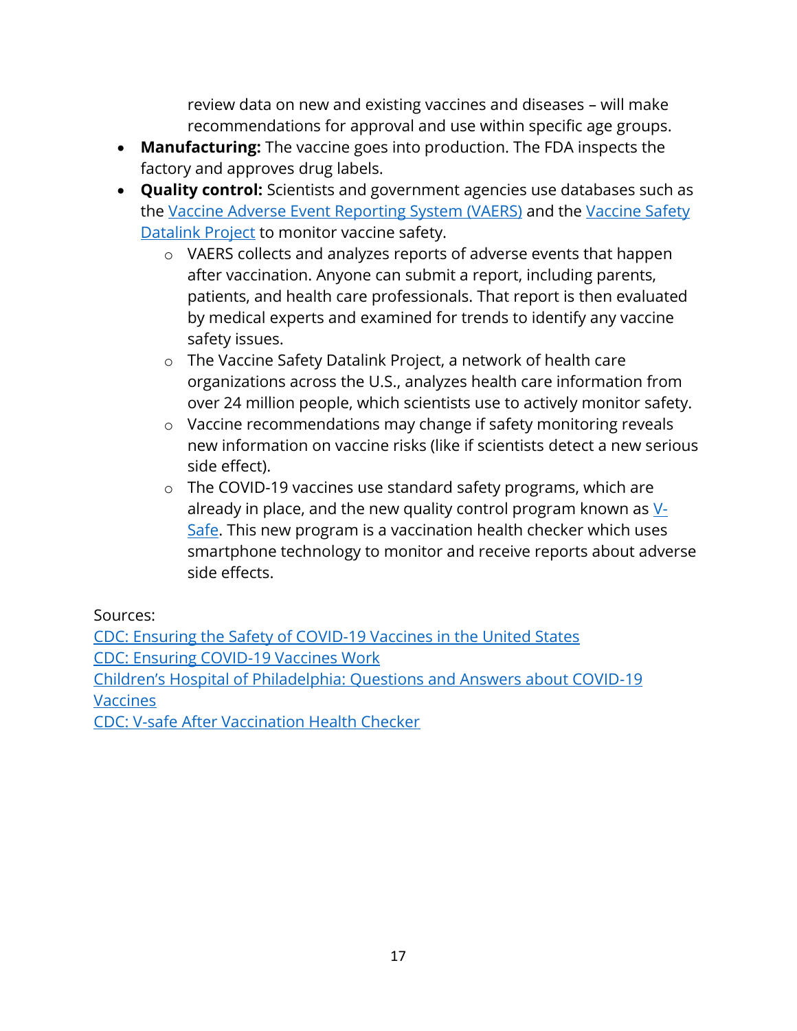review data on new and existing vaccines and diseases – will make recommendations for approval and use within specific age groups.

- **Manufacturing:** The vaccine goes into production. The FDA inspects the factory and approves drug labels.
- **Quality control:** Scientists and government agencies use databases such as the Vaccine Adverse Event Reporting System (VAERS) and the Vaccine Safety Datalink Project to monitor vaccine safety.
  - VAERS collects and analyzes reports of adverse events that happen after vaccination. Anyone can submit a report, including parents, patients, and health care professionals. That report is then evaluated by medical experts and examined for trends to identify any vaccine safety issues.
  - The Vaccine Safety Datalink Project, a network of health care organizations across the U.S., analyzes health care information from over 24 million people, which scientists use to actively monitor safety.
  - Vaccine recommendations may change if safety monitoring reveals new information on vaccine risks (like if scientists detect a new serious side effect).
  - The COVID-19 vaccines use standard safety programs, which are already in place, and the new quality control program known as V-Safe. This new program is a vaccination health checker which uses smartphone technology to monitor and receive reports about adverse side effects.

Sources:
CDC: Ensuring the Safety of COVID-19 Vaccines in the United States
CDC: Ensuring COVID-19 Vaccines Work
Children's Hospital of Philadelphia: Questions and Answers about COVID-19 Vaccines
CDC: V-safe After Vaccination Health Checker